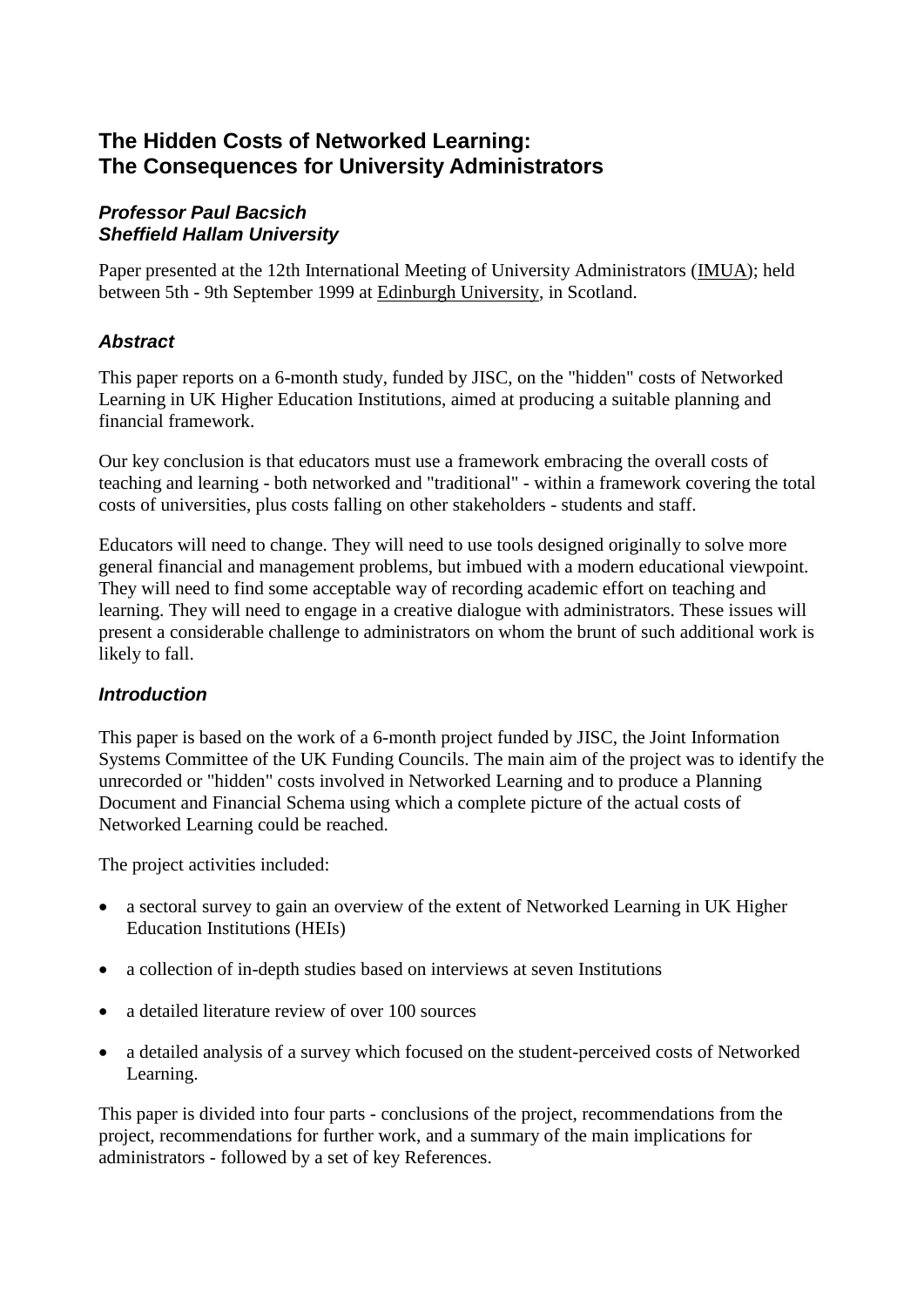# The Hidden Costs of Networked Learning: The Consequences for University Administrators

***Professor Paul Bacsich***
***Sheffield Hallam University***

Paper presented at the 12th International Meeting of University Administrators (IMUA); held between 5th - 9th September 1999 at Edinburgh University, in Scotland.

## *Abstract*

This paper reports on a 6-month study, funded by JISC, on the "hidden" costs of Networked Learning in UK Higher Education Institutions, aimed at producing a suitable planning and financial framework.

Our key conclusion is that educators must use a framework embracing the overall costs of teaching and learning - both networked and "traditional" - within a framework covering the total costs of universities, plus costs falling on other stakeholders - students and staff.

Educators will need to change. They will need to use tools designed originally to solve more general financial and management problems, but imbued with a modern educational viewpoint. They will need to find some acceptable way of recording academic effort on teaching and learning. They will need to engage in a creative dialogue with administrators. These issues will present a considerable challenge to administrators on whom the brunt of such additional work is likely to fall.

## *Introduction*

This paper is based on the work of a 6-month project funded by JISC, the Joint Information Systems Committee of the UK Funding Councils. The main aim of the project was to identify the unrecorded or "hidden" costs involved in Networked Learning and to produce a Planning Document and Financial Schema using which a complete picture of the actual costs of Networked Learning could be reached.

The project activities included:

- a sectoral survey to gain an overview of the extent of Networked Learning in UK Higher Education Institutions (HEIs)
- a collection of in-depth studies based on interviews at seven Institutions
- a detailed literature review of over 100 sources
- a detailed analysis of a survey which focused on the student-perceived costs of Networked Learning.

This paper is divided into four parts - conclusions of the project, recommendations from the project, recommendations for further work, and a summary of the main implications for administrators - followed by a set of key References.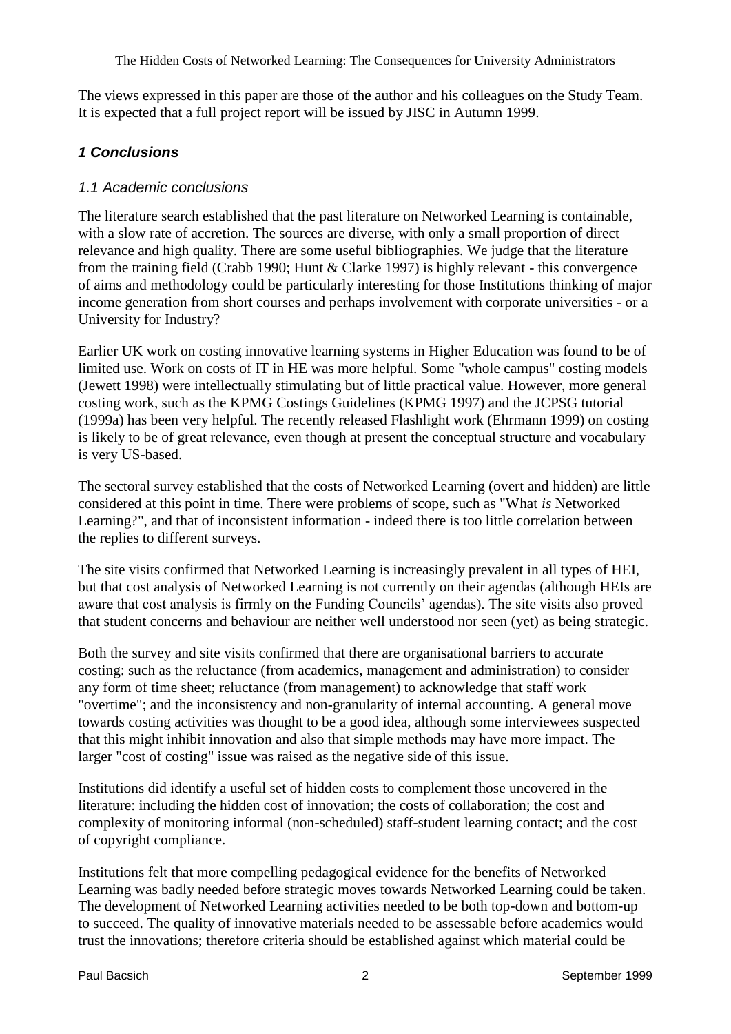The views expressed in this paper are those of the author and his colleagues on the Study Team. It is expected that a full project report will be issued by JISC in Autumn 1999.

## *1 Conclusions*

### *1.1 Academic conclusions*

The literature search established that the past literature on Networked Learning is containable, with a slow rate of accretion. The sources are diverse, with only a small proportion of direct relevance and high quality. There are some useful bibliographies. We judge that the literature from the training field (Crabb 1990; Hunt & Clarke 1997) is highly relevant - this convergence of aims and methodology could be particularly interesting for those Institutions thinking of major income generation from short courses and perhaps involvement with corporate universities - or a University for Industry?

Earlier UK work on costing innovative learning systems in Higher Education was found to be of limited use. Work on costs of IT in HE was more helpful. Some "whole campus" costing models (Jewett 1998) were intellectually stimulating but of little practical value. However, more general costing work, such as the KPMG Costings Guidelines (KPMG 1997) and the JCPSG tutorial (1999a) has been very helpful. The recently released Flashlight work (Ehrmann 1999) on costing is likely to be of great relevance, even though at present the conceptual structure and vocabulary is very US-based.

The sectoral survey established that the costs of Networked Learning (overt and hidden) are little considered at this point in time. There were problems of scope, such as "What *is* Networked Learning?", and that of inconsistent information - indeed there is too little correlation between the replies to different surveys.

The site visits confirmed that Networked Learning is increasingly prevalent in all types of HEI, but that cost analysis of Networked Learning is not currently on their agendas (although HEIs are aware that cost analysis is firmly on the Funding Councils' agendas). The site visits also proved that student concerns and behaviour are neither well understood nor seen (yet) as being strategic.

Both the survey and site visits confirmed that there are organisational barriers to accurate costing: such as the reluctance (from academics, management and administration) to consider any form of time sheet; reluctance (from management) to acknowledge that staff work "overtime"; and the inconsistency and non-granularity of internal accounting. A general move towards costing activities was thought to be a good idea, although some interviewees suspected that this might inhibit innovation and also that simple methods may have more impact. The larger "cost of costing" issue was raised as the negative side of this issue.

Institutions did identify a useful set of hidden costs to complement those uncovered in the literature: including the hidden cost of innovation; the costs of collaboration; the cost and complexity of monitoring informal (non-scheduled) staff-student learning contact; and the cost of copyright compliance.

Institutions felt that more compelling pedagogical evidence for the benefits of Networked Learning was badly needed before strategic moves towards Networked Learning could be taken. The development of Networked Learning activities needed to be both top-down and bottom-up to succeed. The quality of innovative materials needed to be assessable before academics would trust the innovations; therefore criteria should be established against which material could be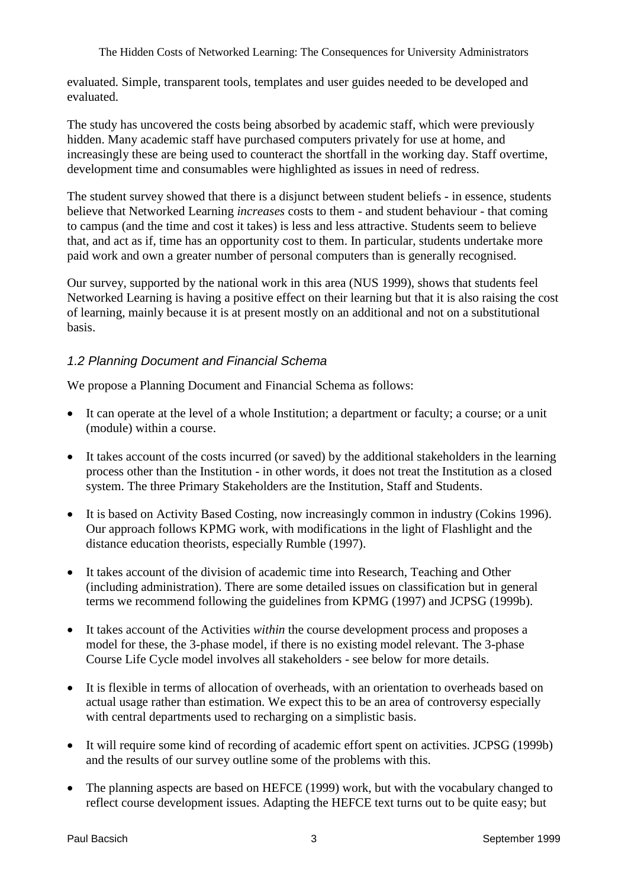evaluated. Simple, transparent tools, templates and user guides needed to be developed and evaluated.

The study has uncovered the costs being absorbed by academic staff, which were previously hidden. Many academic staff have purchased computers privately for use at home, and increasingly these are being used to counteract the shortfall in the working day. Staff overtime, development time and consumables were highlighted as issues in need of redress.

The student survey showed that there is a disjunct between student beliefs - in essence, students believe that Networked Learning *increases* costs to them - and student behaviour - that coming to campus (and the time and cost it takes) is less and less attractive. Students seem to believe that, and act as if, time has an opportunity cost to them. In particular, students undertake more paid work and own a greater number of personal computers than is generally recognised.

Our survey, supported by the national work in this area (NUS 1999), shows that students feel Networked Learning is having a positive effect on their learning but that it is also raising the cost of learning, mainly because it is at present mostly on an additional and not on a substitutional basis.

### *1.2 Planning Document and Financial Schema*

We propose a Planning Document and Financial Schema as follows:

- It can operate at the level of a whole Institution; a department or faculty; a course; or a unit (module) within a course.
- It takes account of the costs incurred (or saved) by the additional stakeholders in the learning process other than the Institution - in other words, it does not treat the Institution as a closed system. The three Primary Stakeholders are the Institution, Staff and Students.
- It is based on Activity Based Costing, now increasingly common in industry (Cokins 1996). Our approach follows KPMG work, with modifications in the light of Flashlight and the distance education theorists, especially Rumble (1997).
- It takes account of the division of academic time into Research, Teaching and Other (including administration). There are some detailed issues on classification but in general terms we recommend following the guidelines from KPMG (1997) and JCPSG (1999b).
- It takes account of the Activities *within* the course development process and proposes a model for these, the 3-phase model, if there is no existing model relevant. The 3-phase Course Life Cycle model involves all stakeholders - see below for more details.
- It is flexible in terms of allocation of overheads, with an orientation to overheads based on actual usage rather than estimation. We expect this to be an area of controversy especially with central departments used to recharging on a simplistic basis.
- It will require some kind of recording of academic effort spent on activities. JCPSG (1999b) and the results of our survey outline some of the problems with this.
- The planning aspects are based on HEFCE (1999) work, but with the vocabulary changed to reflect course development issues. Adapting the HEFCE text turns out to be quite easy; but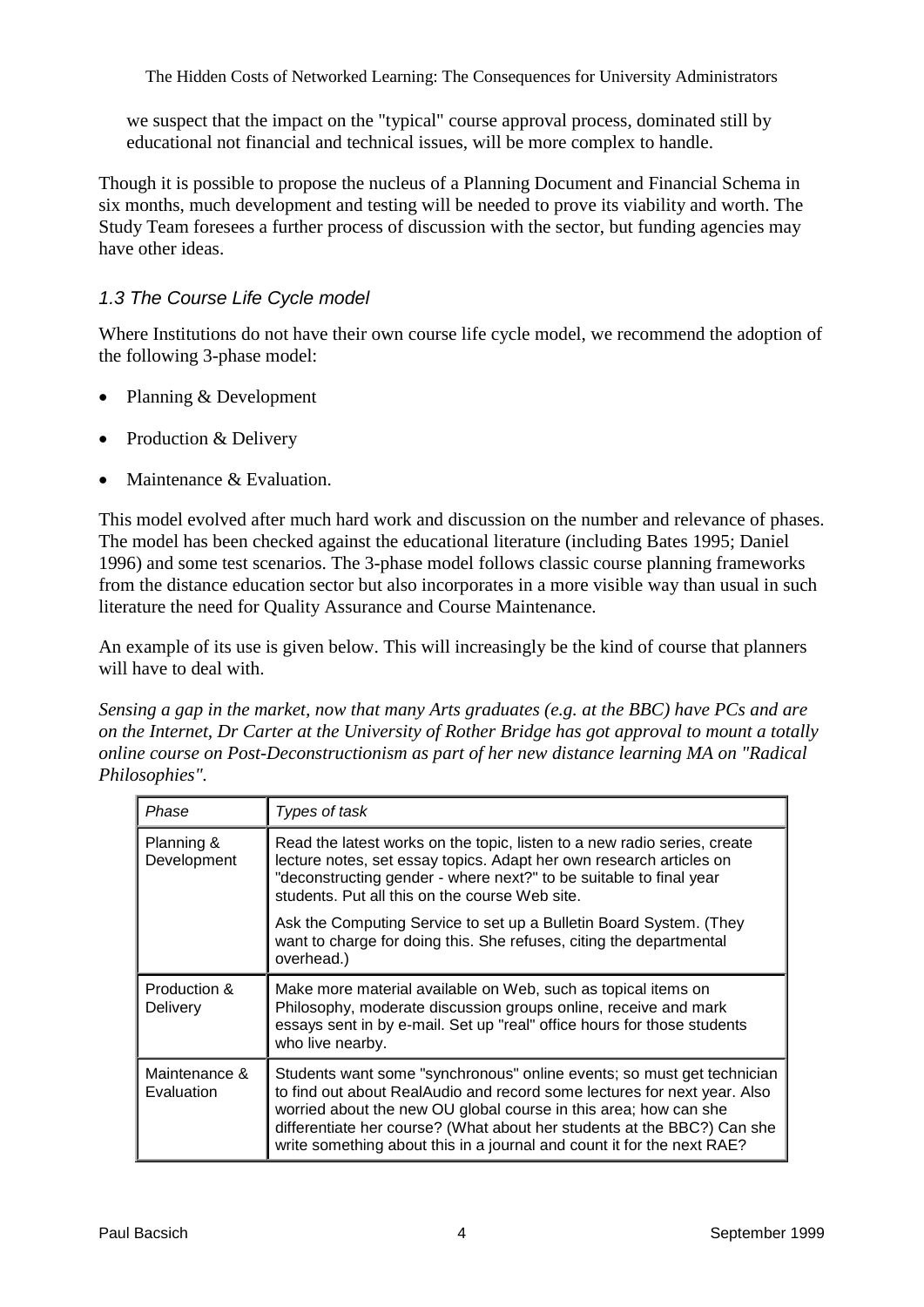we suspect that the impact on the "typical" course approval process, dominated still by educational not financial and technical issues, will be more complex to handle.

Though it is possible to propose the nucleus of a Planning Document and Financial Schema in six months, much development and testing will be needed to prove its viability and worth. The Study Team foresees a further process of discussion with the sector, but funding agencies may have other ideas.

### *1.3 The Course Life Cycle model*

Where Institutions do not have their own course life cycle model, we recommend the adoption of the following 3-phase model:

- Planning & Development
- Production & Delivery
- Maintenance & Evaluation.

This model evolved after much hard work and discussion on the number and relevance of phases. The model has been checked against the educational literature (including Bates 1995; Daniel 1996) and some test scenarios. The 3-phase model follows classic course planning frameworks from the distance education sector but also incorporates in a more visible way than usual in such literature the need for Quality Assurance and Course Maintenance.

An example of its use is given below. This will increasingly be the kind of course that planners will have to deal with.

*Sensing a gap in the market, now that many Arts graduates (e.g. at the BBC) have PCs and are on the Internet, Dr Carter at the University of Rother Bridge has got approval to mount a totally online course on Post-Deconstructionism as part of her new distance learning MA on "Radical Philosophies".*

| *Phase* | *Types of task* |
|---|---|
| Planning & Development | Read the latest works on the topic, listen to a new radio series, create lecture notes, set essay topics. Adapt her own research articles on "deconstructing gender - where next?" to be suitable to final year students. Put all this on the course Web site.<br><br>Ask the Computing Service to set up a Bulletin Board System. (They want to charge for doing this. She refuses, citing the departmental overhead.) |
| Production & Delivery | Make more material available on Web, such as topical items on Philosophy, moderate discussion groups online, receive and mark essays sent in by e-mail. Set up "real" office hours for those students who live nearby. |
| Maintenance & Evaluation | Students want some "synchronous" online events; so must get technician to find out about RealAudio and record some lectures for next year. Also worried about the new OU global course in this area; how can she differentiate her course? (What about her students at the BBC?) Can she write something about this in a journal and count it for the next RAE? |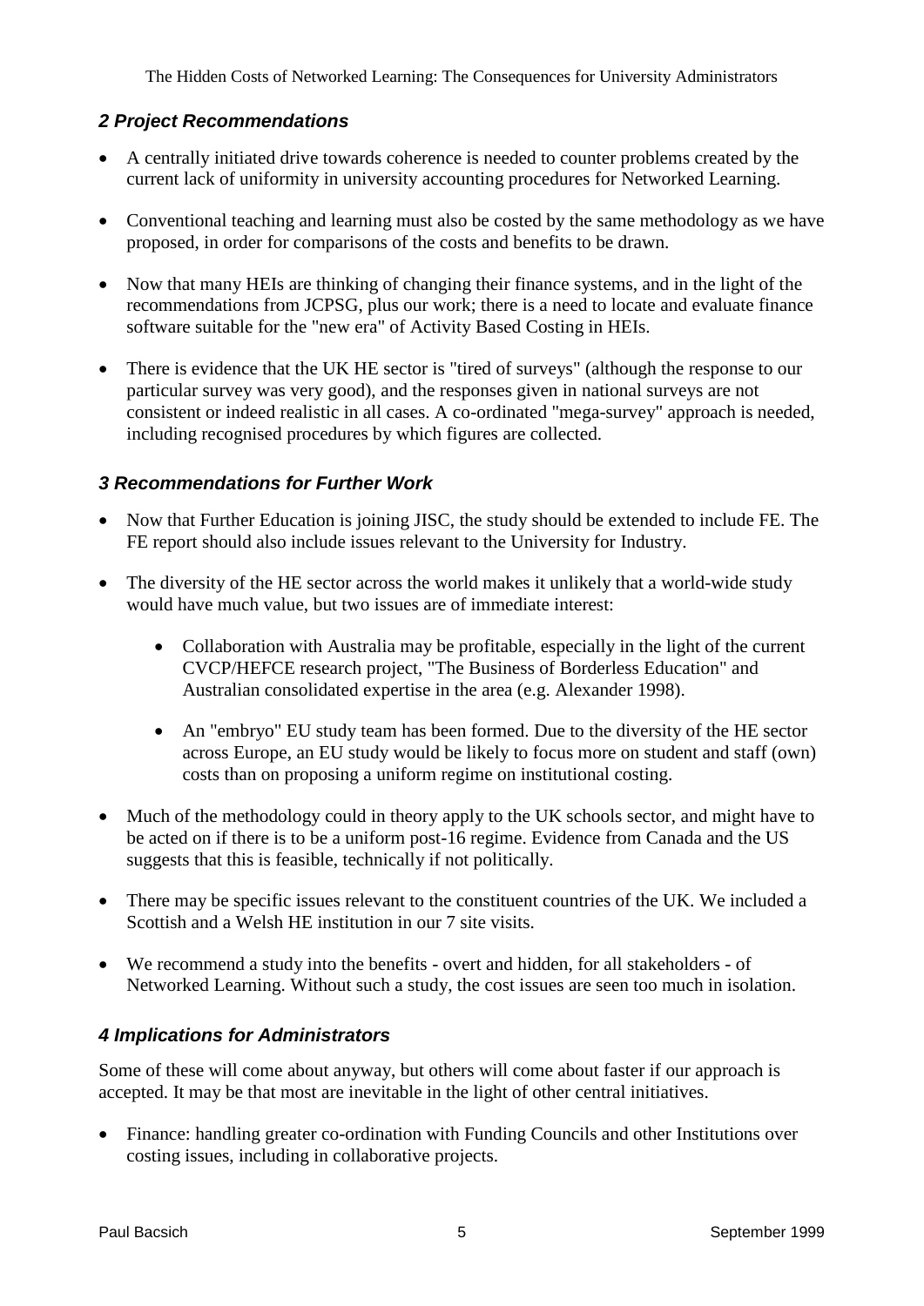## *2 Project Recommendations*

- A centrally initiated drive towards coherence is needed to counter problems created by the current lack of uniformity in university accounting procedures for Networked Learning.
- Conventional teaching and learning must also be costed by the same methodology as we have proposed, in order for comparisons of the costs and benefits to be drawn.
- Now that many HEIs are thinking of changing their finance systems, and in the light of the recommendations from JCPSG, plus our work; there is a need to locate and evaluate finance software suitable for the "new era" of Activity Based Costing in HEIs.
- There is evidence that the UK HE sector is "tired of surveys" (although the response to our particular survey was very good), and the responses given in national surveys are not consistent or indeed realistic in all cases. A co-ordinated "mega-survey" approach is needed, including recognised procedures by which figures are collected.

## *3 Recommendations for Further Work*

- Now that Further Education is joining JISC, the study should be extended to include FE. The FE report should also include issues relevant to the University for Industry.
- The diversity of the HE sector across the world makes it unlikely that a world-wide study would have much value, but two issues are of immediate interest:
  - Collaboration with Australia may be profitable, especially in the light of the current CVCP/HEFCE research project, "The Business of Borderless Education" and Australian consolidated expertise in the area (e.g. Alexander 1998).
  - An "embryo" EU study team has been formed. Due to the diversity of the HE sector across Europe, an EU study would be likely to focus more on student and staff (own) costs than on proposing a uniform regime on institutional costing.
- Much of the methodology could in theory apply to the UK schools sector, and might have to be acted on if there is to be a uniform post-16 regime. Evidence from Canada and the US suggests that this is feasible, technically if not politically.
- There may be specific issues relevant to the constituent countries of the UK. We included a Scottish and a Welsh HE institution in our 7 site visits.
- We recommend a study into the benefits - overt and hidden, for all stakeholders - of Networked Learning. Without such a study, the cost issues are seen too much in isolation.

## *4 Implications for Administrators*

Some of these will come about anyway, but others will come about faster if our approach is accepted. It may be that most are inevitable in the light of other central initiatives.

- Finance: handling greater co-ordination with Funding Councils and other Institutions over costing issues, including in collaborative projects.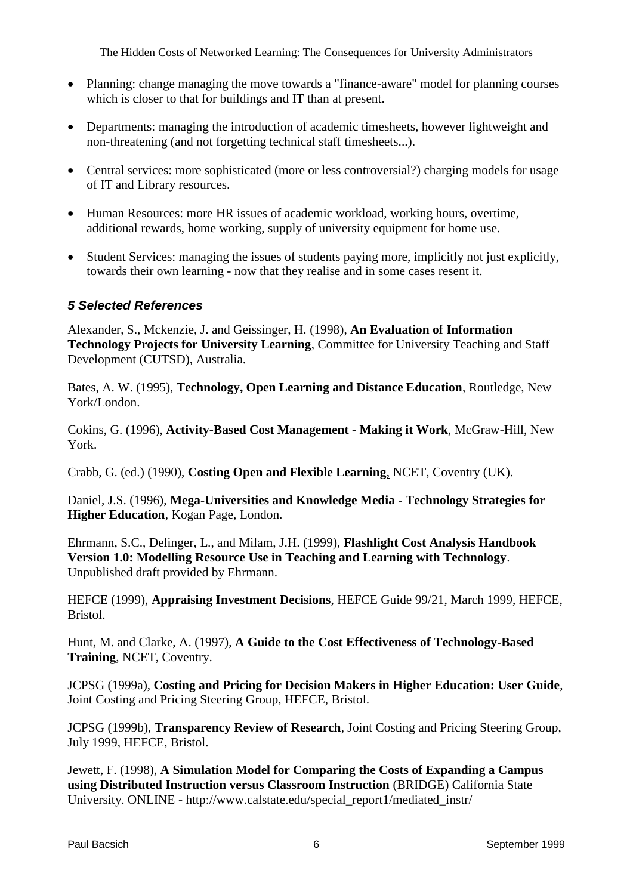- Planning: change managing the move towards a "finance-aware" model for planning courses which is closer to that for buildings and IT than at present.
- Departments: managing the introduction of academic timesheets, however lightweight and non-threatening (and not forgetting technical staff timesheets...).
- Central services: more sophisticated (more or less controversial?) charging models for usage of IT and Library resources.
- Human Resources: more HR issues of academic workload, working hours, overtime, additional rewards, home working, supply of university equipment for home use.
- Student Services: managing the issues of students paying more, implicitly not just explicitly, towards their own learning - now that they realise and in some cases resent it.

### *5 Selected References*

Alexander, S., Mckenzie, J. and Geissinger, H. (1998), **An Evaluation of Information Technology Projects for University Learning**, Committee for University Teaching and Staff Development (CUTSD), Australia.

Bates, A. W. (1995), **Technology, Open Learning and Distance Education**, Routledge, New York/London.

Cokins, G. (1996), **Activity-Based Cost Management - Making it Work**, McGraw-Hill, New York.

Crabb, G. (ed.) (1990), **Costing Open and Flexible Learning**, NCET, Coventry (UK).

Daniel, J.S. (1996), **Mega-Universities and Knowledge Media - Technology Strategies for Higher Education**, Kogan Page, London.

Ehrmann, S.C., Delinger, L., and Milam, J.H. (1999), **Flashlight Cost Analysis Handbook Version 1.0: Modelling Resource Use in Teaching and Learning with Technology**. Unpublished draft provided by Ehrmann.

HEFCE (1999), **Appraising Investment Decisions**, HEFCE Guide 99/21, March 1999, HEFCE, Bristol.

Hunt, M. and Clarke, A. (1997), **A Guide to the Cost Effectiveness of Technology-Based Training**, NCET, Coventry.

JCPSG (1999a), **Costing and Pricing for Decision Makers in Higher Education: User Guide**, Joint Costing and Pricing Steering Group, HEFCE, Bristol.

JCPSG (1999b), **Transparency Review of Research**, Joint Costing and Pricing Steering Group, July 1999, HEFCE, Bristol.

Jewett, F. (1998), **A Simulation Model for Comparing the Costs of Expanding a Campus using Distributed Instruction versus Classroom Instruction** (BRIDGE) California State University. ONLINE - http://www.calstate.edu/special_report1/mediated_instr/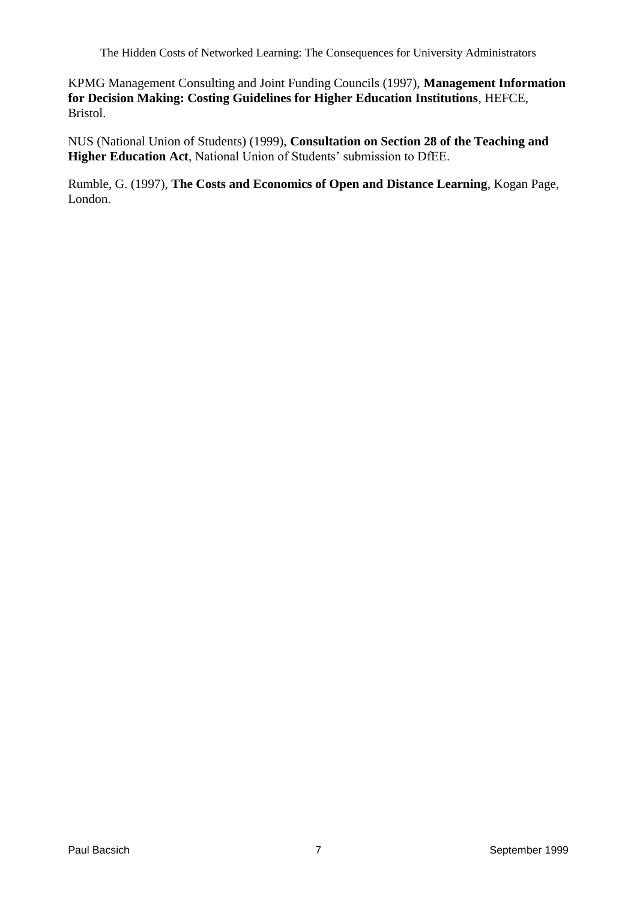KPMG Management Consulting and Joint Funding Councils (1997), **Management Information for Decision Making: Costing Guidelines for Higher Education Institutions**, HEFCE, Bristol.

NUS (National Union of Students) (1999), **Consultation on Section 28 of the Teaching and Higher Education Act**, National Union of Students' submission to DfEE.

Rumble, G. (1997), **The Costs and Economics of Open and Distance Learning**, Kogan Page, London.